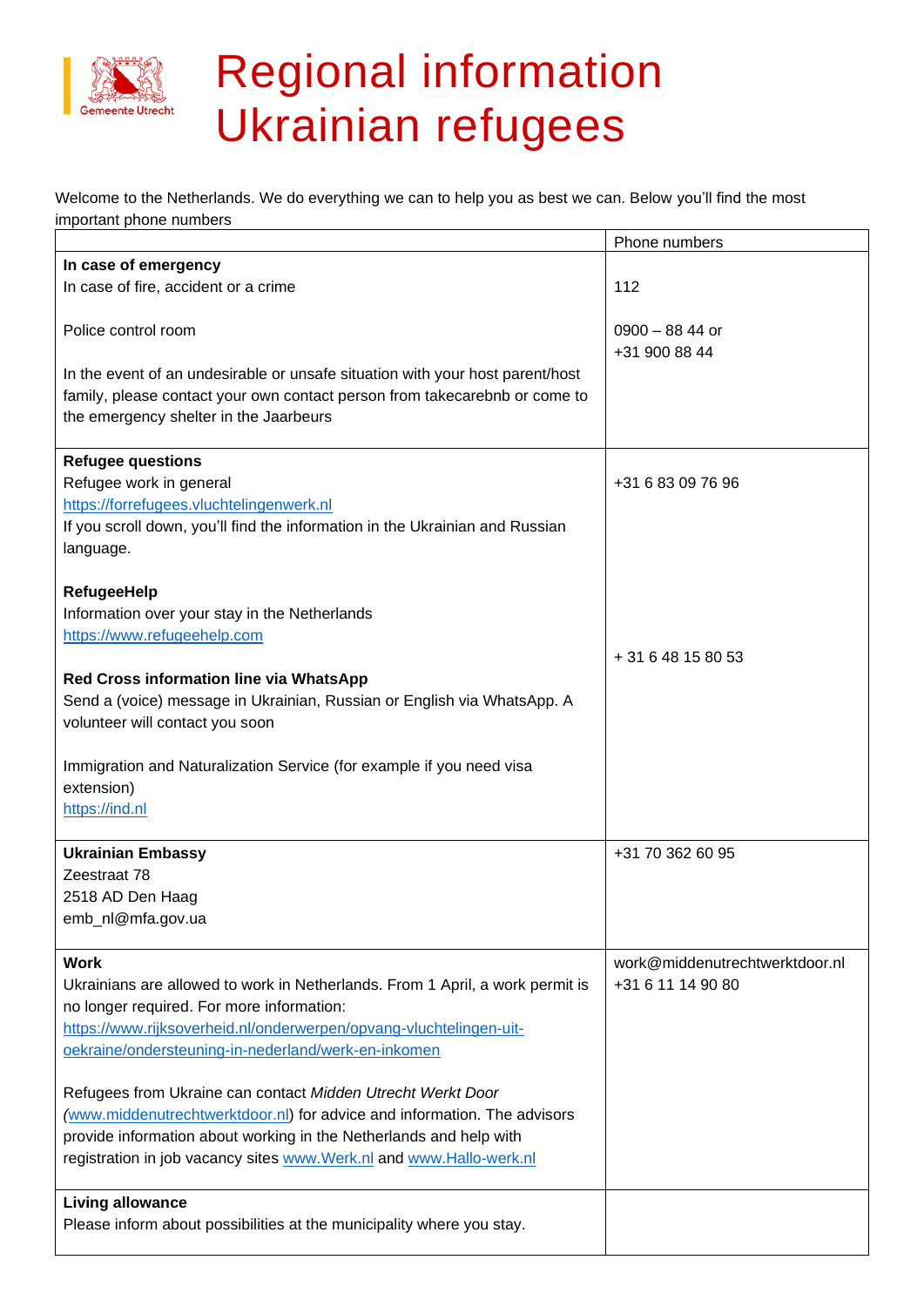Gemeente Utrecht

# Regional information Ukrainian refugees

Welcome to the Netherlands. We do everything we can to help you as best we can. Below you'll find the most important phone numbers

| | Phone numbers |
|---|---|
| **In case of emergency**<br>In case of fire, accident or a crime<br><br>Police control room<br><br>In the event of an undesirable or unsafe situation with your host parent/host family, please contact your own contact person from takecarebnb or come to the emergency shelter in the Jaarbeurs | <br>112<br><br>0900 – 88 44 or<br>+31 900 88 44 |
| **Refugee questions**<br>Refugee work in general<br>[https://forrefugees.vluchtelingenwerk.nl](https://forrefugees.vluchtelingenwerk.nl)<br>If you scroll down, you'll find the information in the Ukrainian and Russian language.<br><br>**RefugeeHelp**<br>Information over your stay in the Netherlands<br>[https://www.refugeehelp.com](https://www.refugeehelp.com)<br><br>**Red Cross information line via WhatsApp**<br>Send a (voice) message in Ukrainian, Russian or English via WhatsApp. A volunteer will contact you soon<br><br>Immigration and Naturalization Service (for example if you need visa extension)<br>[https://ind.nl](https://ind.nl) | <br>+31 6 83 09 76 96<br><br><br><br><br><br><br>+ 31 6 48 15 80 53 |
| **Ukrainian Embassy**<br>Zeestraat 78<br>2518 AD Den Haag<br>emb_nl@mfa.gov.ua | +31 70 362 60 95 |
| **Work**<br>Ukrainians are allowed to work in Netherlands. From 1 April, a work permit is no longer required. For more information:<br>[https://www.rijksoverheid.nl/onderwerpen/opvang-vluchtelingen-uit-oekraine/ondersteuning-in-nederland/werk-en-inkomen](https://www.rijksoverheid.nl/onderwerpen/opvang-vluchtelingen-uit-oekraine/ondersteuning-in-nederland/werk-en-inkomen)<br><br>Refugees from Ukraine can contact *Midden Utrecht Werkt Door* ([www.middenutrechtwerktdoor.nl](www.middenutrechtwerktdoor.nl)) for advice and information. The advisors provide information about working in the Netherlands and help with registration in job vacancy sites [www.Werk.nl](www.Werk.nl) and [www.Hallo-werk.nl](www.Hallo-werk.nl) | work@middenutrechtwerktdoor.nl<br>+31 6 11 14 90 80 |
| **Living allowance**<br>Please inform about possibilities at the municipality where you stay. | |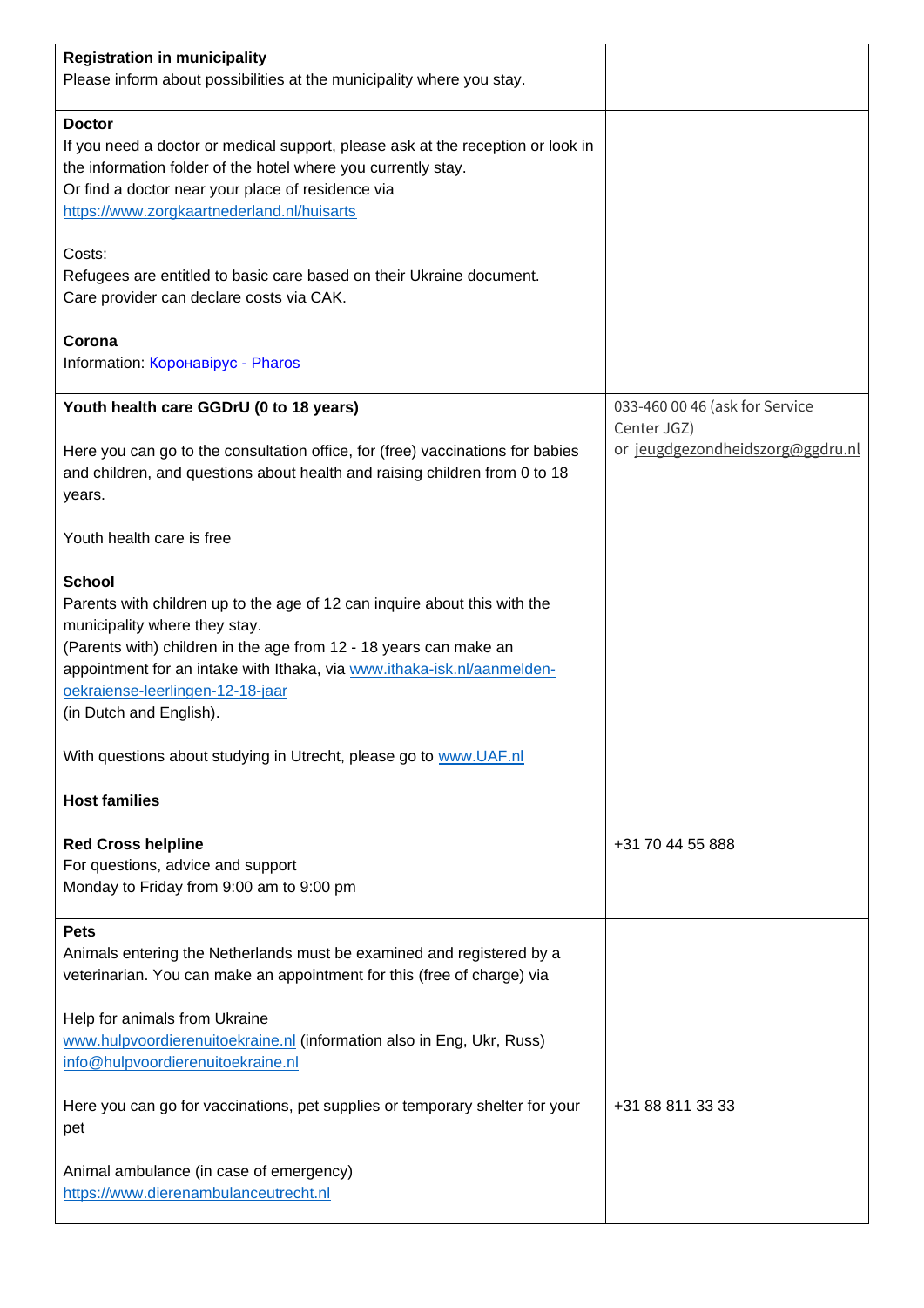| | |
|---|---|
| **Registration in municipality**<br>Please inform about possibilities at the municipality where you stay. | |
| **Doctor**<br>If you need a doctor or medical support, please ask at the reception or look in the information folder of the hotel where you currently stay.<br>Or find a doctor near your place of residence via [https://www.zorgkaartnederland.nl/huisarts](https://www.zorgkaartnederland.nl/huisarts)<br><br>Costs:<br>Refugees are entitled to basic care based on their Ukraine document.<br>Care provider can declare costs via CAK.<br><br>**Corona**<br>Information: Коронавірус - Pharos | |
| **Youth health care GGDrU (0 to 18 years)**<br><br>Here you can go to the consultation office, for (free) vaccinations for babies and children, and questions about health and raising children from 0 to 18 years.<br><br>Youth health care is free | 033-460 00 46 (ask for Service Center JGZ)<br>or jeugdgezondheidszorg@ggdru.nl |
| **School**<br>Parents with children up to the age of 12 can inquire about this with the municipality where they stay.<br>(Parents with) children in the age from 12 - 18 years can make an appointment for an intake with Ithaka, via [www.ithaka-isk.nl/aanmelden-oekraiense-leerlingen-12-18-jaar](www.ithaka-isk.nl/aanmelden-oekraiense-leerlingen-12-18-jaar)<br>(in Dutch and English).<br><br>With questions about studying in Utrecht, please go to [www.UAF.nl](www.UAF.nl) | |
| **Host families**<br><br>**Red Cross helpline**<br>For questions, advice and support<br>Monday to Friday from 9:00 am to 9:00 pm | <br><br>+31 70 44 55 888 |
| **Pets**<br>Animals entering the Netherlands must be examined and registered by a veterinarian. You can make an appointment for this (free of charge) via<br><br>Help for animals from Ukraine<br>[www.hulpvoordierenuitoekraine.nl](www.hulpvoordierenuitoekraine.nl) (information also in Eng, Ukr, Russ)<br>info@hulpvoordierenuitoekraine.nl<br><br>Here you can go for vaccinations, pet supplies or temporary shelter for your pet<br><br>Animal ambulance (in case of emergency)<br>[https://www.dierenambulanceutrecht.nl](https://www.dierenambulanceutrecht.nl) | <br><br><br><br><br><br>+31 88 811 33 33 |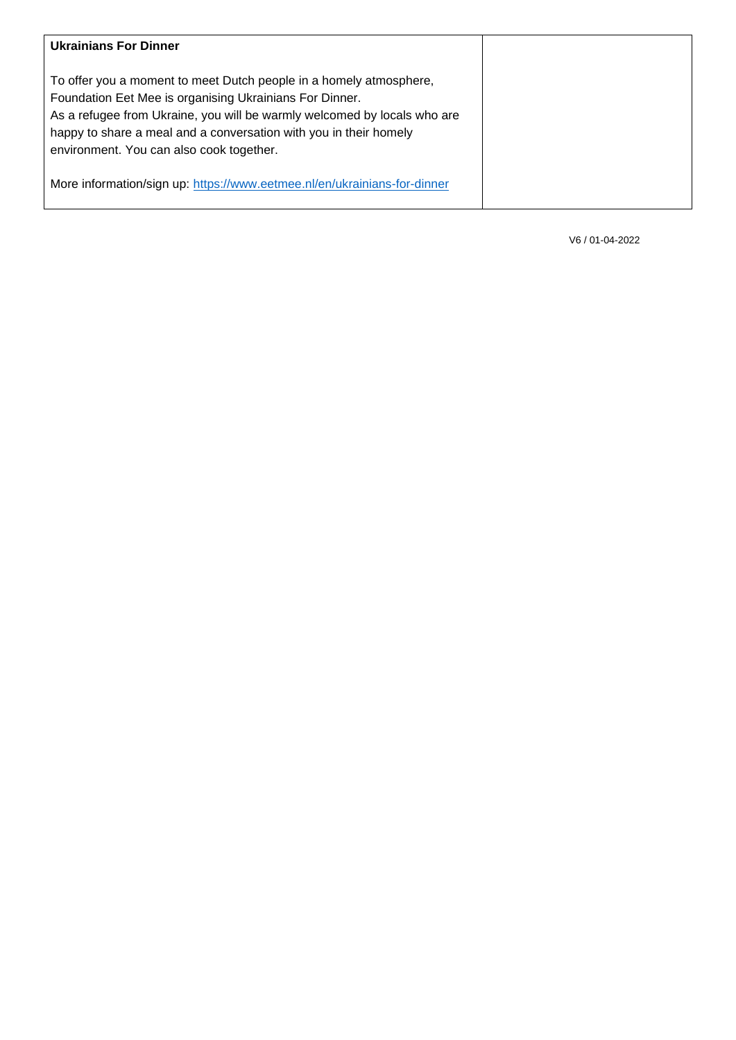| | |
|---|---|
| **Ukrainians For Dinner**<br><br>To offer you a moment to meet Dutch people in a homely atmosphere, Foundation Eet Mee is organising Ukrainians For Dinner.<br>As a refugee from Ukraine, you will be warmly welcomed by locals who are happy to share a meal and a conversation with you in their homely environment. You can also cook together.<br><br>More information/sign up: [https://www.eetmee.nl/en/ukrainians-for-dinner](https://www.eetmee.nl/en/ukrainians-for-dinner) | |

V6 / 01-04-2022